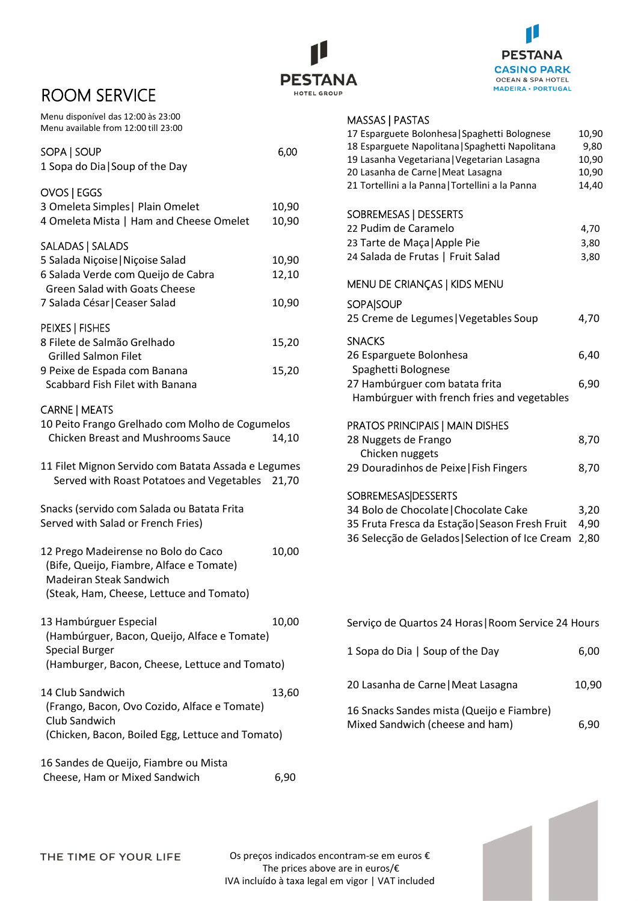PESTANA
HOTEL GROUP

PESTANA
CASINO PARK
OCEAN & SPA HOTEL
MADEIRA • PORTUGAL

# ROOM SERVICE

Menu disponível das 12:00 às 23:00
Menu available from 12:00 till 23:00

## SOPA | SOUP

| | |
|---|---|
| 1 Sopa do Dia\|Soup of the Day | 6,00 |

## OVOS | EGGS

| | |
|---|---|
| 3 Omeleta Simples\| Plain Omelet | 10,90 |
| 4 Omeleta Mista \| Ham and Cheese Omelet | 10,90 |

## SALADAS | SALADS

| | |
|---|---|
| 5 Salada Niçoise\|Niçoise Salad | 10,90 |
| 6 Salada Verde com Queijo de Cabra<br>Green Salad with Goats Cheese | 12,10 |
| 7 Salada César\|Ceaser Salad | 10,90 |

## PEIXES | FISHES

| | |
|---|---|
| 8 Filete de Salmão Grelhado<br>Grilled Salmon Filet | 15,20 |
| 9 Peixe de Espada com Banana<br>Scabbard Fish Filet with Banana | 15,20 |

## CARNE | MEATS

| | |
|---|---|
| 10 Peito Frango Grelhado com Molho de Cogumelos<br>Chicken Breast and Mushrooms Sauce | 14,10 |
| 11 Filet Mignon Servido com Batata Assada e Legumes<br>Served with Roast Potatoes and Vegetables | 21,70 |

Snacks (servido com Salada ou Batata Frita
Served with Salad or French Fries)

| | |
|---|---|
| 12 Prego Madeirense no Bolo do Caco<br>(Bife, Queijo, Fiambre, Alface e Tomate)<br>Madeiran Steak Sandwich<br>(Steak, Ham, Cheese, Lettuce and Tomato) | 10,00 |
| 13 Hambúrguer Especial<br>(Hambúrguer, Bacon, Queijo, Alface e Tomate)<br>Special Burger<br>(Hamburger, Bacon, Cheese, Lettuce and Tomato) | 10,00 |
| 14 Club Sandwich<br>(Frango, Bacon, Ovo Cozido, Alface e Tomate)<br>Club Sandwich<br>(Chicken, Bacon, Boiled Egg, Lettuce and Tomato) | 13,60 |
| 16 Sandes de Queijo, Fiambre ou Mista<br>Cheese, Ham or Mixed Sandwich | 6,90 |

## MASSAS | PASTAS

| | |
|---|---|
| 17 Esparguete Bolonhesa\|Spaghetti Bolognese | 10,90 |
| 18 Esparguete Napolitana\|Spaghetti Napolitana | 9,80 |
| 19 Lasanha Vegetariana\|Vegetarian Lasagna | 10,90 |
| 20 Lasanha de Carne\|Meat Lasagna | 10,90 |
| 21 Tortellini a la Panna\|Tortellini a la Panna | 14,40 |

## SOBREMESAS | DESSERTS

| | |
|---|---|
| 22 Pudim de Caramelo | 4,70 |
| 23 Tarte de Maça\|Apple Pie | 3,80 |
| 24 Salada de Frutas \| Fruit Salad | 3,80 |

## MENU DE CRIANÇAS | KIDS MENU

### SOPA|SOUP

| | |
|---|---|
| 25 Creme de Legumes\|Vegetables Soup | 4,70 |

### SNACKS

| | |
|---|---|
| 26 Esparguete Bolonhesa<br>Spaghetti Bolognese | 6,40 |
| 27 Hambúrguer com batata frita<br>Hambúrguer with french fries and vegetables | 6,90 |

### PRATOS PRINCIPAIS | MAIN DISHES

| | |
|---|---|
| 28 Nuggets de Frango<br>Chicken nuggets | 8,70 |
| 29 Douradinhos de Peixe\|Fish Fingers | 8,70 |

### SOBREMESAS|DESSERTS

| | |
|---|---|
| 34 Bolo de Chocolate\|Chocolate Cake | 3,20 |
| 35 Fruta Fresca da Estação\|Season Fresh Fruit | 4,90 |
| 36 Selecção de Gelados\|Selection of Ice Cream | 2,80 |

## Serviço de Quartos 24 Horas|Room Service 24 Hours

| | |
|---|---|
| 1 Sopa do Dia \| Soup of the Day | 6,00 |
| 20 Lasanha de Carne\|Meat Lasagna | 10,90 |
| 16 Snacks Sandes mista (Queijo e Fiambre)<br>Mixed Sandwich (cheese and ham) | 6,90 |

THE TIME OF YOUR LIFE

Os preços indicados encontram-se em euros €
The prices above are in euros/€
IVA incluído à taxa legal em vigor | VAT included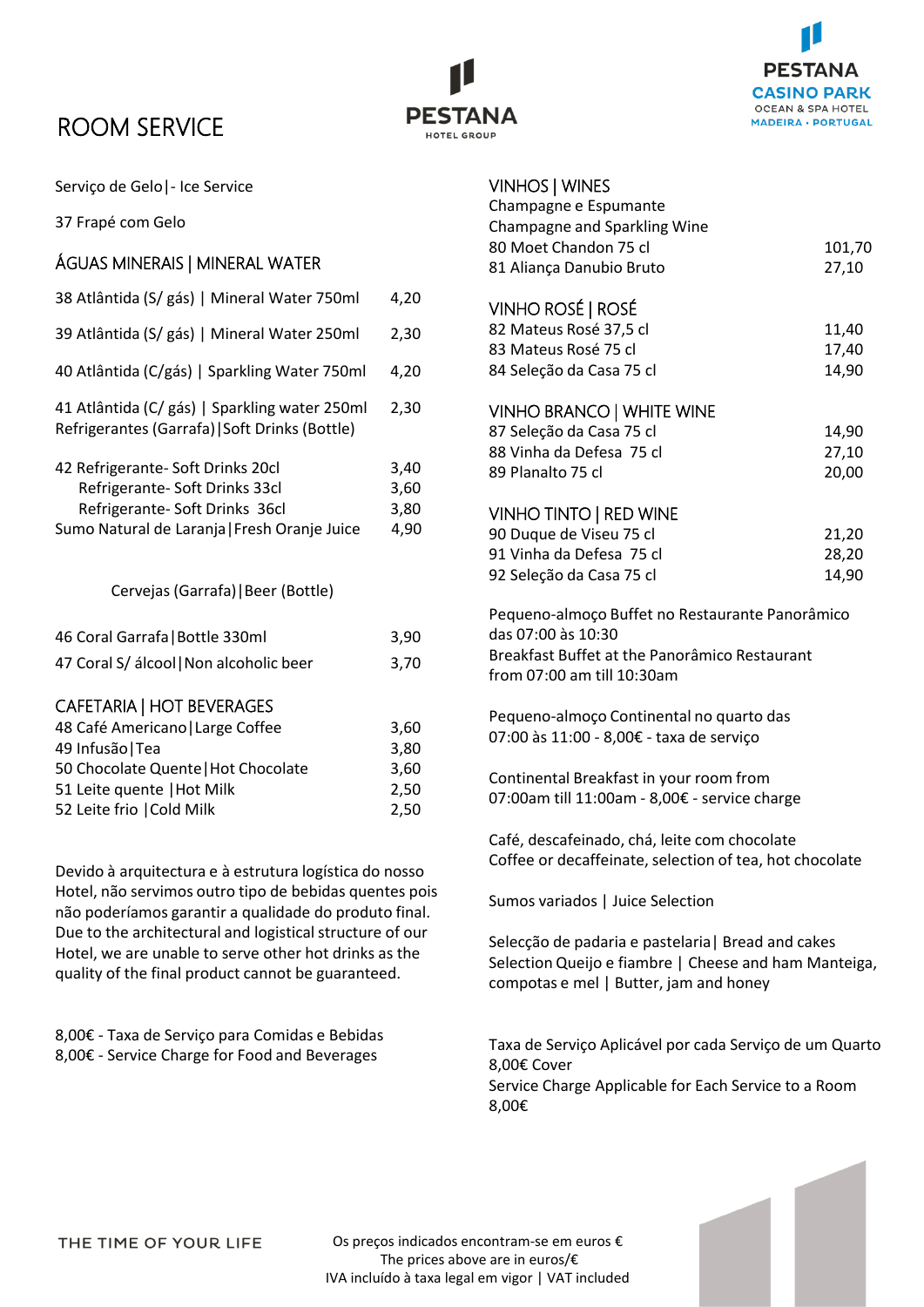# ROOM SERVICE

Serviço de Gelo|- Ice Service

37 Frapé com Gelo

## ÁGUAS MINERAIS | MINERAL WATER

| | |
|---|---|
| 38 Atlântida (S/ gás) \| Mineral Water 750ml | 4,20 |
| 39 Atlântida (S/ gás) \| Mineral Water 250ml | 2,30 |
| 40 Atlântida (C/gás) \| Sparkling Water 750ml | 4,20 |
| 41 Atlântida (C/ gás) \| Sparkling water 250ml | 2,30 |

Refrigerantes (Garrafa)|Soft Drinks (Bottle)

| | |
|---|---|
| 42 Refrigerante- Soft Drinks 20cl | 3,40 |
| Refrigerante- Soft Drinks 33cl | 3,60 |
| Refrigerante- Soft Drinks 36cl | 3,80 |
| Sumo Natural de Laranja\|Fresh Oranje Juice | 4,90 |

Cervejas (Garrafa)|Beer (Bottle)

| | |
|---|---|
| 46 Coral Garrafa\|Bottle 330ml | 3,90 |
| 47 Coral S/ álcool\|Non alcoholic beer | 3,70 |

## CAFETARIA | HOT BEVERAGES

| | |
|---|---|
| 48 Café Americano\|Large Coffee | 3,60 |
| 49 Infusão\|Tea | 3,80 |
| 50 Chocolate Quente\|Hot Chocolate | 3,60 |
| 51 Leite quente \|Hot Milk | 2,50 |
| 52 Leite frio \|Cold Milk | 2,50 |

Devido à arquitectura e à estrutura logística do nosso Hotel, não servimos outro tipo de bebidas quentes pois não poderíamos garantir a qualidade do produto final. Due to the architectural and logistical structure of our Hotel, we are unable to serve other hot drinks as the quality of the final product cannot be guaranteed.

8,00€ - Taxa de Serviço para Comidas e Bebidas
8,00€ - Service Charge for Food and Beverages

## VINHOS | WINES

Champagne e Espumante
Champagne and Sparkling Wine

| | |
|---|---|
| 80 Moet Chandon 75 cl | 101,70 |
| 81 Aliança Danubio Bruto | 27,10 |

## VINHO ROSÉ | ROSÉ

| | |
|---|---|
| 82 Mateus Rosé 37,5 cl | 11,40 |
| 83 Mateus Rosé 75 cl | 17,40 |
| 84 Seleção da Casa 75 cl | 14,90 |

## VINHO BRANCO | WHITE WINE

| | |
|---|---|
| 87 Seleção da Casa 75 cl | 14,90 |
| 88 Vinha da Defesa 75 cl | 27,10 |
| 89 Planalto 75 cl | 20,00 |

## VINHO TINTO | RED WINE

| | |
|---|---|
| 90 Duque de Viseu 75 cl | 21,20 |
| 91 Vinha da Defesa 75 cl | 28,20 |
| 92 Seleção da Casa 75 cl | 14,90 |

Pequeno-almoço Buffet no Restaurante Panorâmico das 07:00 às 10:30
Breakfast Buffet at the Panorâmico Restaurant from 07:00 am till 10:30am

Pequeno-almoço Continental no quarto das 07:00 às 11:00 - 8,00€ - taxa de serviço

Continental Breakfast in your room from 07:00am till 11:00am - 8,00€ - service charge

Café, descafeinado, chá, leite com chocolate
Coffee or decaffeinate, selection of tea, hot chocolate

Sumos variados | Juice Selection

Selecção de padaria e pastelaria| Bread and cakes
Selection Queijo e fiambre | Cheese and ham Manteiga, compotas e mel | Butter, jam and honey

Taxa de Serviço Aplicável por cada Serviço de um Quarto 8,00€ Cover
Service Charge Applicable for Each Service to a Room 8,00€

THE TIME OF YOUR LIFE

Os preços indicados encontram-se em euros €
The prices above are in euros/€
IVA incluído à taxa legal em vigor | VAT included